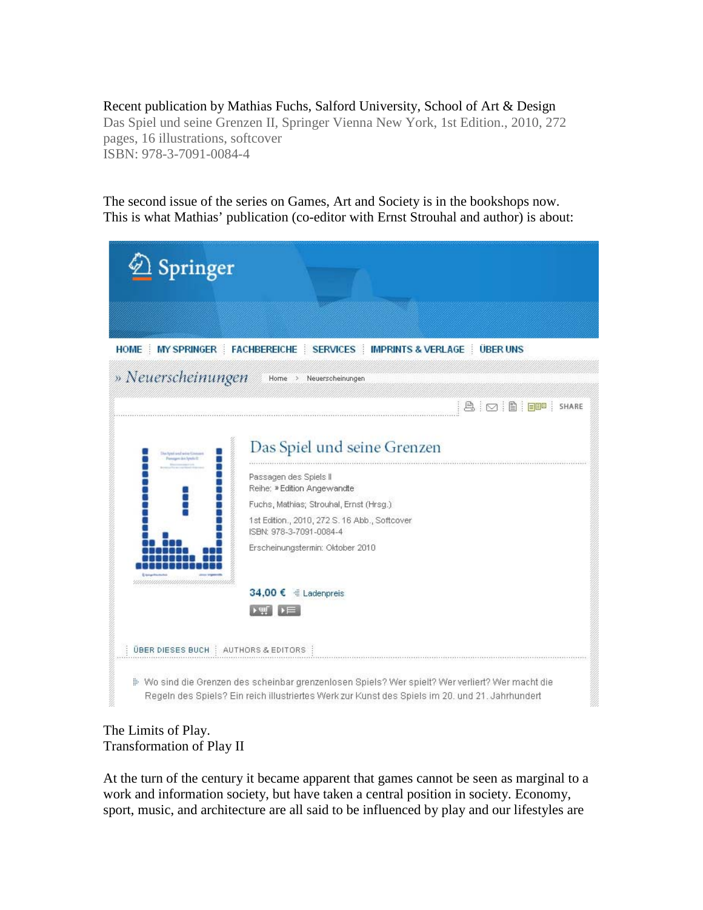Recent publication by Mathias Fuchs, Salford University, School of Art & Design
Das Spiel und seine Grenzen II, Springer Vienna New York, 1st Edition., 2010, 272 pages, 16 illustrations, softcover
ISBN: 978-3-7091-0084-4

The second issue of the series on Games, Art and Society is in the bookshops now. This is what Mathias' publication (co-editor with Ernst Strouhal and author) is about:

Springer

HOME | MY SPRINGER | FACHBEREICHE | SERVICES | IMPRINTS & VERLAGE | ÜBER UNS

» Neuerscheinungen — Home > Neuerscheinungen

SHARE

## Das Spiel und seine Grenzen

Passagen des Spiels II
Reihe: » Edition Angewandte
Fuchs, Mathias; Strouhal, Ernst (Hrsg.)
1st Edition., 2010, 272 S. 16 Abb., Softcover
ISBN: 978-3-7091-0084-4
Erscheinungstermin: Oktober 2010

34,00 € Ladenpreis

ÜBER DIESES BUCH | AUTHORS & EDITORS

Wo sind die Grenzen des scheinbar grenzenlosen Spiels? Wer spielt? Wer verliert? Wer macht die Regeln des Spiels? Ein reich illustriertes Werk zur Kunst des Spiels im 20. und 21. Jahrhundert

The Limits of Play.
Transformation of Play II

At the turn of the century it became apparent that games cannot be seen as marginal to a work and information society, but have taken a central position in society. Economy, sport, music, and architecture are all said to be influenced by play and our lifestyles are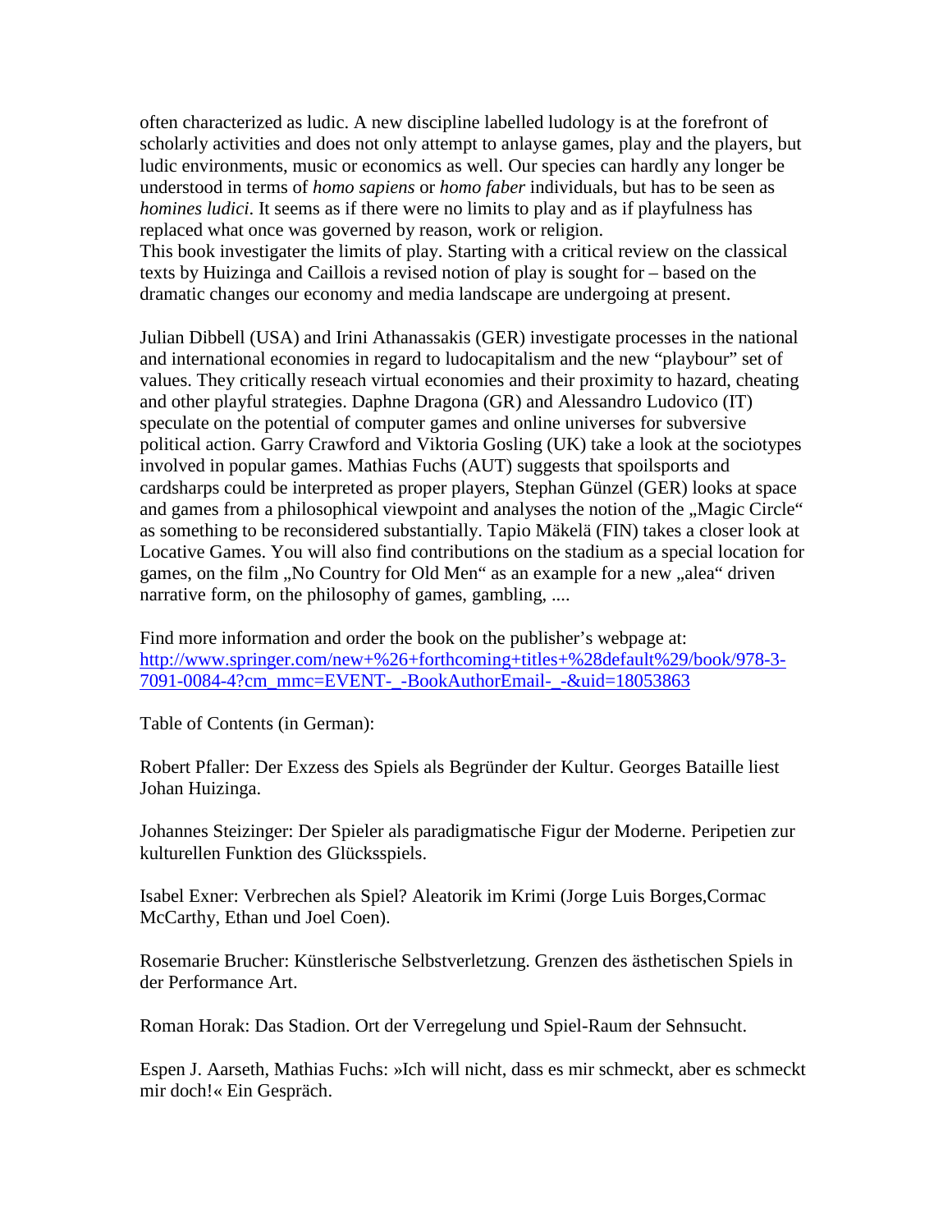often characterized as ludic. A new discipline labelled ludology is at the forefront of scholarly activities and does not only attempt to anlayse games, play and the players, but ludic environments, music or economics as well. Our species can hardly any longer be understood in terms of *homo sapiens* or *homo faber* individuals, but has to be seen as *homines ludici*. It seems as if there were no limits to play and as if playfulness has replaced what once was governed by reason, work or religion.
This book investigater the limits of play. Starting with a critical review on the classical texts by Huizinga and Caillois a revised notion of play is sought for – based on the dramatic changes our economy and media landscape are undergoing at present.

Julian Dibbell (USA) and Irini Athanassakis (GER) investigate processes in the national and international economies in regard to ludocapitalism and the new "playbour" set of values. They critically reseach virtual economies and their proximity to hazard, cheating and other playful strategies. Daphne Dragona (GR) and Alessandro Ludovico (IT) speculate on the potential of computer games and online universes for subversive political action. Garry Crawford and Viktoria Gosling (UK) take a look at the sociotypes involved in popular games. Mathias Fuchs (AUT) suggests that spoilsports and cardsharps could be interpreted as proper players, Stephan Günzel (GER) looks at space and games from a philosophical viewpoint and analyses the notion of the „Magic Circle" as something to be reconsidered substantially. Tapio Mäkelä (FIN) takes a closer look at Locative Games. You will also find contributions on the stadium as a special location for games, on the film „No Country for Old Men" as an example for a new „alea" driven narrative form, on the philosophy of games, gambling, ....

Find more information and order the book on the publisher's webpage at:
[http://www.springer.com/new+%26+forthcoming+titles+%28default%29/book/978-3-7091-0084-4?cm_mmc=EVENT-_-BookAuthorEmail-_-&uid=18053863](http://www.springer.com/new+%26+forthcoming+titles+%28default%29/book/978-3-7091-0084-4?cm_mmc=EVENT-_-BookAuthorEmail-_-&uid=18053863)

Table of Contents (in German):

Robert Pfaller: Der Exzess des Spiels als Begründer der Kultur. Georges Bataille liest Johan Huizinga.

Johannes Steizinger: Der Spieler als paradigmatische Figur der Moderne. Peripetien zur kulturellen Funktion des Glücksspiels.

Isabel Exner: Verbrechen als Spiel? Aleatorik im Krimi (Jorge Luis Borges,Cormac McCarthy, Ethan und Joel Coen).

Rosemarie Brucher: Künstlerische Selbstverletzung. Grenzen des ästhetischen Spiels in der Performance Art.

Roman Horak: Das Stadion. Ort der Verregelung und Spiel-Raum der Sehnsucht.

Espen J. Aarseth, Mathias Fuchs: »Ich will nicht, dass es mir schmeckt, aber es schmeckt mir doch!« Ein Gespräch.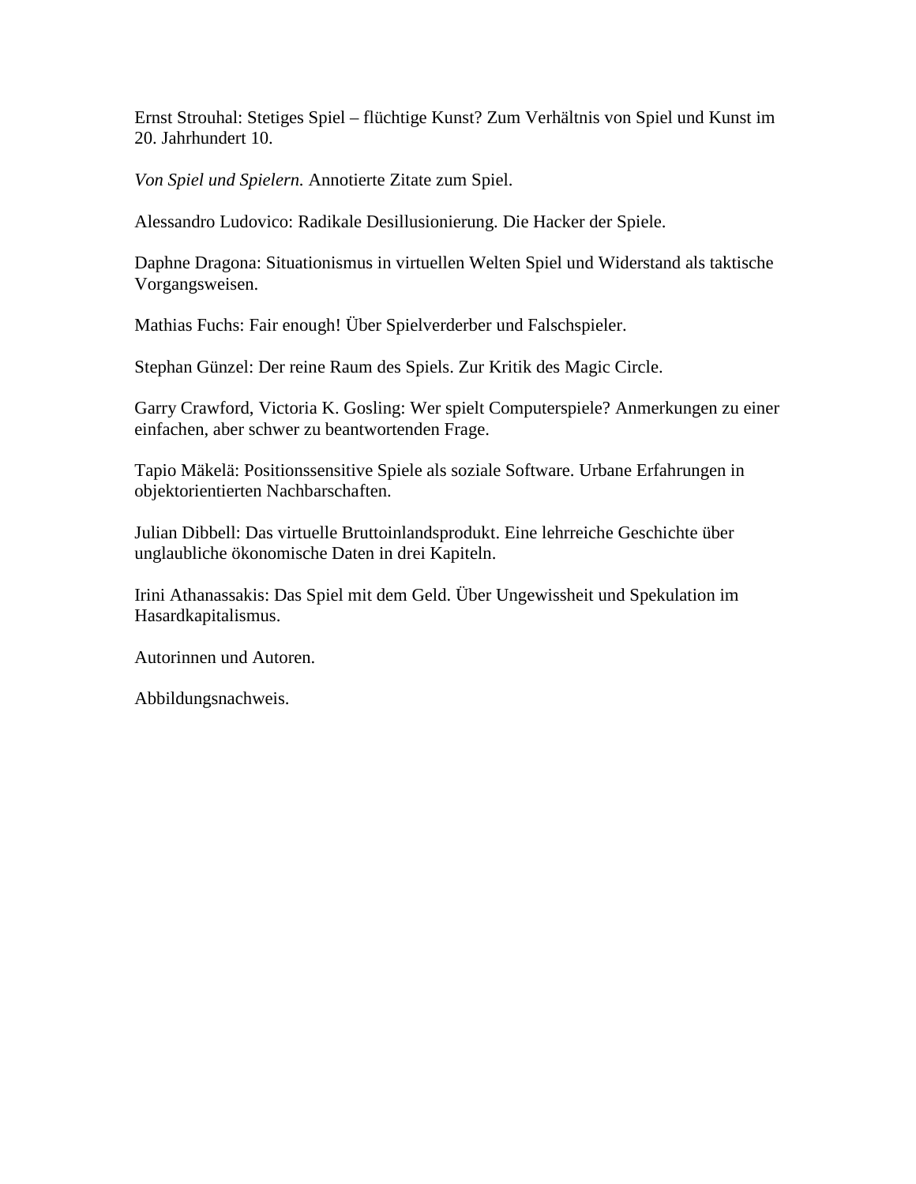Ernst Strouhal: Stetiges Spiel – flüchtige Kunst? Zum Verhältnis von Spiel und Kunst im 20. Jahrhundert 10.

*Von Spiel und Spielern.* Annotierte Zitate zum Spiel.

Alessandro Ludovico: Radikale Desillusionierung. Die Hacker der Spiele.

Daphne Dragona: Situationismus in virtuellen Welten Spiel und Widerstand als taktische Vorgangsweisen.

Mathias Fuchs: Fair enough! Über Spielverderber und Falschspieler.

Stephan Günzel: Der reine Raum des Spiels. Zur Kritik des Magic Circle.

Garry Crawford, Victoria K. Gosling: Wer spielt Computerspiele? Anmerkungen zu einer einfachen, aber schwer zu beantwortenden Frage.

Tapio Mäkelä: Positionssensitive Spiele als soziale Software. Urbane Erfahrungen in objektorientierten Nachbarschaften.

Julian Dibbell: Das virtuelle Bruttoinlandsprodukt. Eine lehrreiche Geschichte über unglaubliche ökonomische Daten in drei Kapiteln.

Irini Athanassakis: Das Spiel mit dem Geld. Über Ungewissheit und Spekulation im Hasardkapitalismus.

Autorinnen und Autoren.

Abbildungsnachweis.